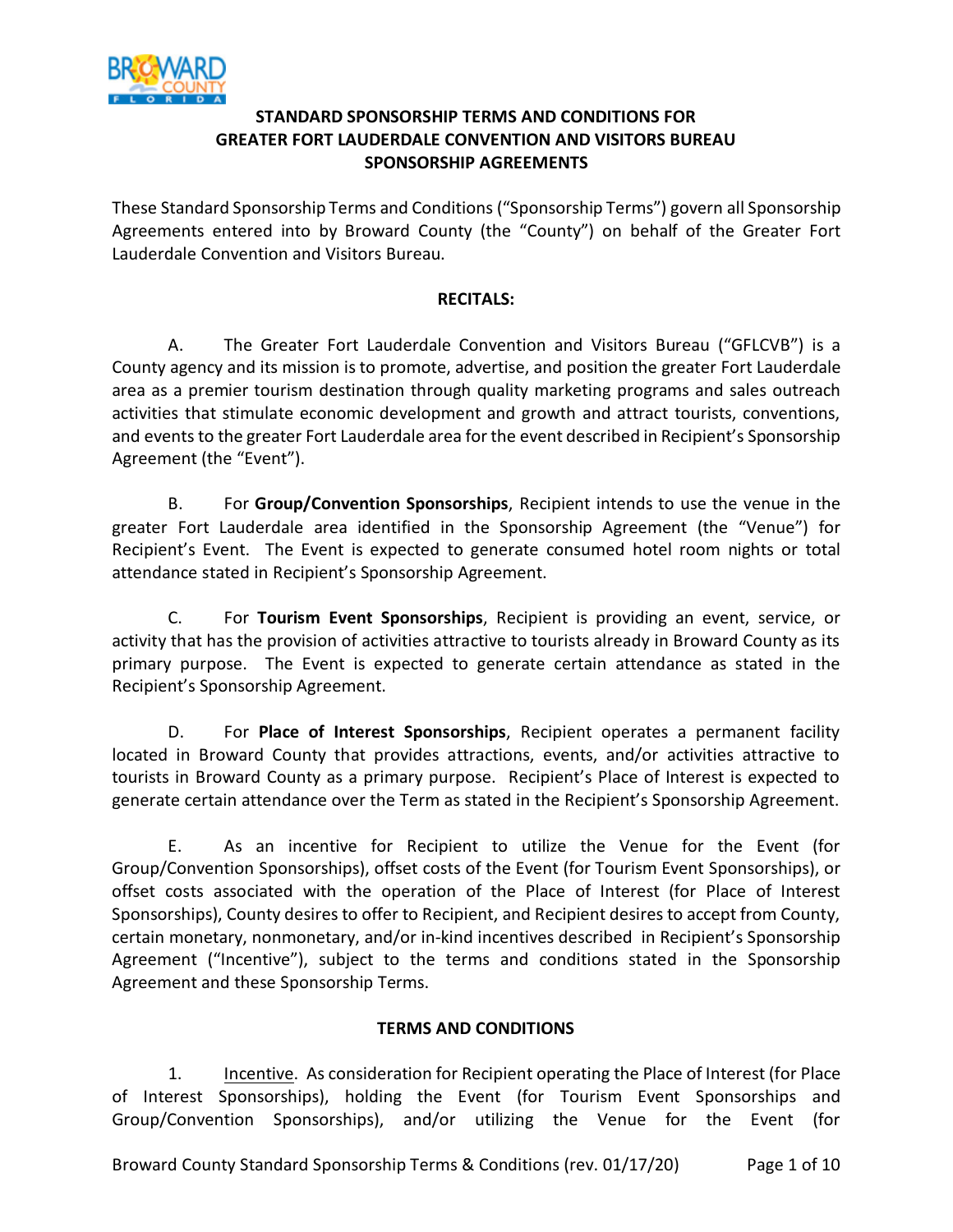**STANDARD SPONSORSHIP TERMS AND CONDITIONS FOR GREATER FORT LAUDERDALE CONVENTION AND VISITORS BUREAU SPONSORSHIP AGREEMENTS**

These Standard Sponsorship Terms and Conditions ("Sponsorship Terms") govern all Sponsorship Agreements entered into by Broward County (the "County") on behalf of the Greater Fort Lauderdale Convention and Visitors Bureau.

**RECITALS:**

A. The Greater Fort Lauderdale Convention and Visitors Bureau ("GFLCVB") is a County agency and its mission is to promote, advertise, and position the greater Fort Lauderdale area as a premier tourism destination through quality marketing programs and sales outreach activities that stimulate economic development and growth and attract tourists, conventions, and events to the greater Fort Lauderdale area for the event described in Recipient's Sponsorship Agreement (the "Event").

B. For **Group/Convention Sponsorships**, Recipient intends to use the venue in the greater Fort Lauderdale area identified in the Sponsorship Agreement (the "Venue") for Recipient's Event. The Event is expected to generate consumed hotel room nights or total attendance stated in Recipient's Sponsorship Agreement.

C. For **Tourism Event Sponsorships**, Recipient is providing an event, service, or activity that has the provision of activities attractive to tourists already in Broward County as its primary purpose. The Event is expected to generate certain attendance as stated in the Recipient's Sponsorship Agreement.

D. For **Place of Interest Sponsorships**, Recipient operates a permanent facility located in Broward County that provides attractions, events, and/or activities attractive to tourists in Broward County as a primary purpose. Recipient's Place of Interest is expected to generate certain attendance over the Term as stated in the Recipient's Sponsorship Agreement.

E. As an incentive for Recipient to utilize the Venue for the Event (for Group/Convention Sponsorships), offset costs of the Event (for Tourism Event Sponsorships), or offset costs associated with the operation of the Place of Interest (for Place of Interest Sponsorships), County desires to offer to Recipient, and Recipient desires to accept from County, certain monetary, nonmonetary, and/or in-kind incentives described in Recipient's Sponsorship Agreement ("Incentive"), subject to the terms and conditions stated in the Sponsorship Agreement and these Sponsorship Terms.

**TERMS AND CONDITIONS**

1. Incentive. As consideration for Recipient operating the Place of Interest (for Place of Interest Sponsorships), holding the Event (for Tourism Event Sponsorships and Group/Convention Sponsorships), and/or utilizing the Venue for the Event (for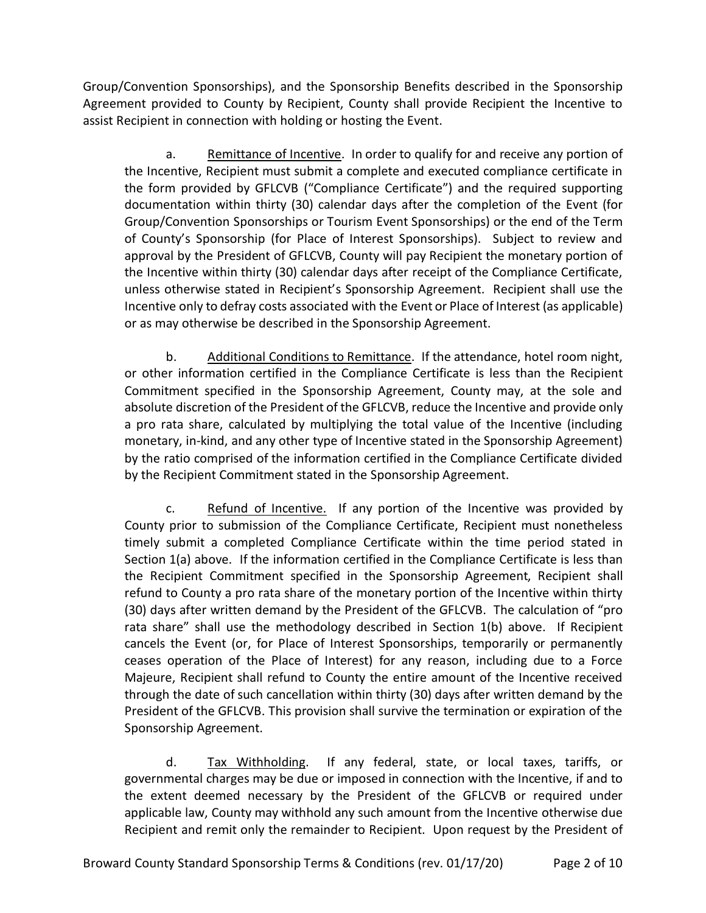Group/Convention Sponsorships), and the Sponsorship Benefits described in the Sponsorship Agreement provided to County by Recipient, County shall provide Recipient the Incentive to assist Recipient in connection with holding or hosting the Event.

a. Remittance of Incentive. In order to qualify for and receive any portion of the Incentive, Recipient must submit a complete and executed compliance certificate in the form provided by GFLCVB ("Compliance Certificate") and the required supporting documentation within thirty (30) calendar days after the completion of the Event (for Group/Convention Sponsorships or Tourism Event Sponsorships) or the end of the Term of County's Sponsorship (for Place of Interest Sponsorships). Subject to review and approval by the President of GFLCVB, County will pay Recipient the monetary portion of the Incentive within thirty (30) calendar days after receipt of the Compliance Certificate, unless otherwise stated in Recipient's Sponsorship Agreement. Recipient shall use the Incentive only to defray costs associated with the Event or Place of Interest (as applicable) or as may otherwise be described in the Sponsorship Agreement.

b. Additional Conditions to Remittance. If the attendance, hotel room night, or other information certified in the Compliance Certificate is less than the Recipient Commitment specified in the Sponsorship Agreement, County may, at the sole and absolute discretion of the President of the GFLCVB, reduce the Incentive and provide only a pro rata share, calculated by multiplying the total value of the Incentive (including monetary, in-kind, and any other type of Incentive stated in the Sponsorship Agreement) by the ratio comprised of the information certified in the Compliance Certificate divided by the Recipient Commitment stated in the Sponsorship Agreement.

c. Refund of Incentive. If any portion of the Incentive was provided by County prior to submission of the Compliance Certificate, Recipient must nonetheless timely submit a completed Compliance Certificate within the time period stated in Section 1(a) above. If the information certified in the Compliance Certificate is less than the Recipient Commitment specified in the Sponsorship Agreement, Recipient shall refund to County a pro rata share of the monetary portion of the Incentive within thirty (30) days after written demand by the President of the GFLCVB. The calculation of "pro rata share" shall use the methodology described in Section 1(b) above. If Recipient cancels the Event (or, for Place of Interest Sponsorships, temporarily or permanently ceases operation of the Place of Interest) for any reason, including due to a Force Majeure, Recipient shall refund to County the entire amount of the Incentive received through the date of such cancellation within thirty (30) days after written demand by the President of the GFLCVB. This provision shall survive the termination or expiration of the Sponsorship Agreement.

d. Tax Withholding. If any federal, state, or local taxes, tariffs, or governmental charges may be due or imposed in connection with the Incentive, if and to the extent deemed necessary by the President of the GFLCVB or required under applicable law, County may withhold any such amount from the Incentive otherwise due Recipient and remit only the remainder to Recipient. Upon request by the President of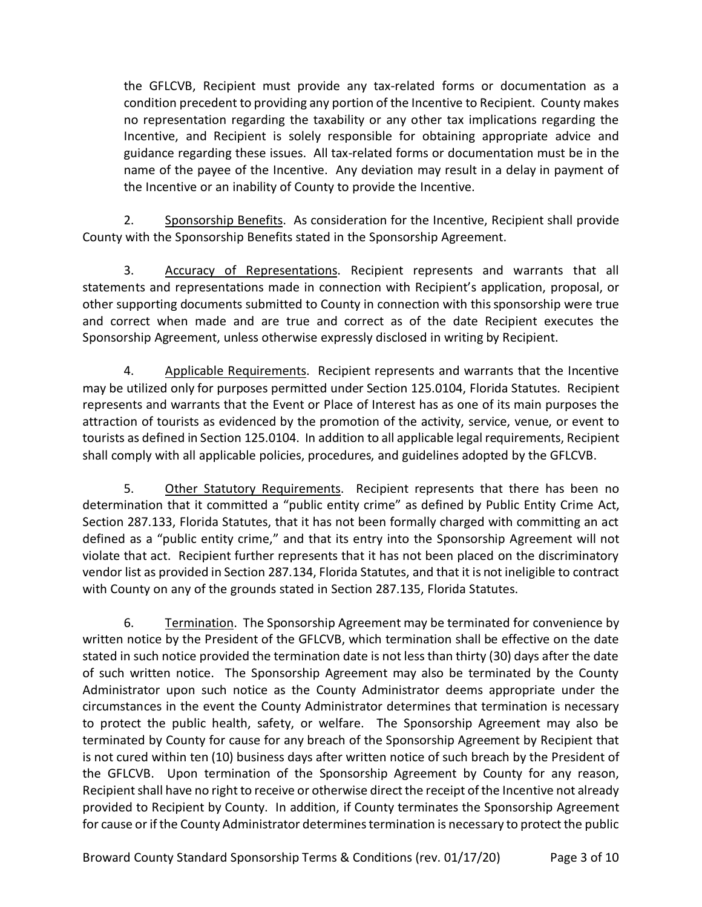the GFLCVB, Recipient must provide any tax-related forms or documentation as a condition precedent to providing any portion of the Incentive to Recipient. County makes no representation regarding the taxability or any other tax implications regarding the Incentive, and Recipient is solely responsible for obtaining appropriate advice and guidance regarding these issues. All tax-related forms or documentation must be in the name of the payee of the Incentive. Any deviation may result in a delay in payment of the Incentive or an inability of County to provide the Incentive.

2. <u>Sponsorship Benefits</u>. As consideration for the Incentive, Recipient shall provide County with the Sponsorship Benefits stated in the Sponsorship Agreement.

3. <u>Accuracy of Representations</u>. Recipient represents and warrants that all statements and representations made in connection with Recipient's application, proposal, or other supporting documents submitted to County in connection with this sponsorship were true and correct when made and are true and correct as of the date Recipient executes the Sponsorship Agreement, unless otherwise expressly disclosed in writing by Recipient.

4. <u>Applicable Requirements</u>. Recipient represents and warrants that the Incentive may be utilized only for purposes permitted under Section 125.0104, Florida Statutes. Recipient represents and warrants that the Event or Place of Interest has as one of its main purposes the attraction of tourists as evidenced by the promotion of the activity, service, venue, or event to tourists as defined in Section 125.0104. In addition to all applicable legal requirements, Recipient shall comply with all applicable policies, procedures, and guidelines adopted by the GFLCVB.

5. <u>Other Statutory Requirements</u>. Recipient represents that there has been no determination that it committed a "public entity crime" as defined by Public Entity Crime Act, Section 287.133, Florida Statutes, that it has not been formally charged with committing an act defined as a "public entity crime," and that its entry into the Sponsorship Agreement will not violate that act. Recipient further represents that it has not been placed on the discriminatory vendor list as provided in Section 287.134, Florida Statutes, and that it is not ineligible to contract with County on any of the grounds stated in Section 287.135, Florida Statutes.

6. <u>Termination</u>. The Sponsorship Agreement may be terminated for convenience by written notice by the President of the GFLCVB, which termination shall be effective on the date stated in such notice provided the termination date is not less than thirty (30) days after the date of such written notice. The Sponsorship Agreement may also be terminated by the County Administrator upon such notice as the County Administrator deems appropriate under the circumstances in the event the County Administrator determines that termination is necessary to protect the public health, safety, or welfare. The Sponsorship Agreement may also be terminated by County for cause for any breach of the Sponsorship Agreement by Recipient that is not cured within ten (10) business days after written notice of such breach by the President of the GFLCVB. Upon termination of the Sponsorship Agreement by County for any reason, Recipient shall have no right to receive or otherwise direct the receipt of the Incentive not already provided to Recipient by County. In addition, if County terminates the Sponsorship Agreement for cause or if the County Administrator determines termination is necessary to protect the public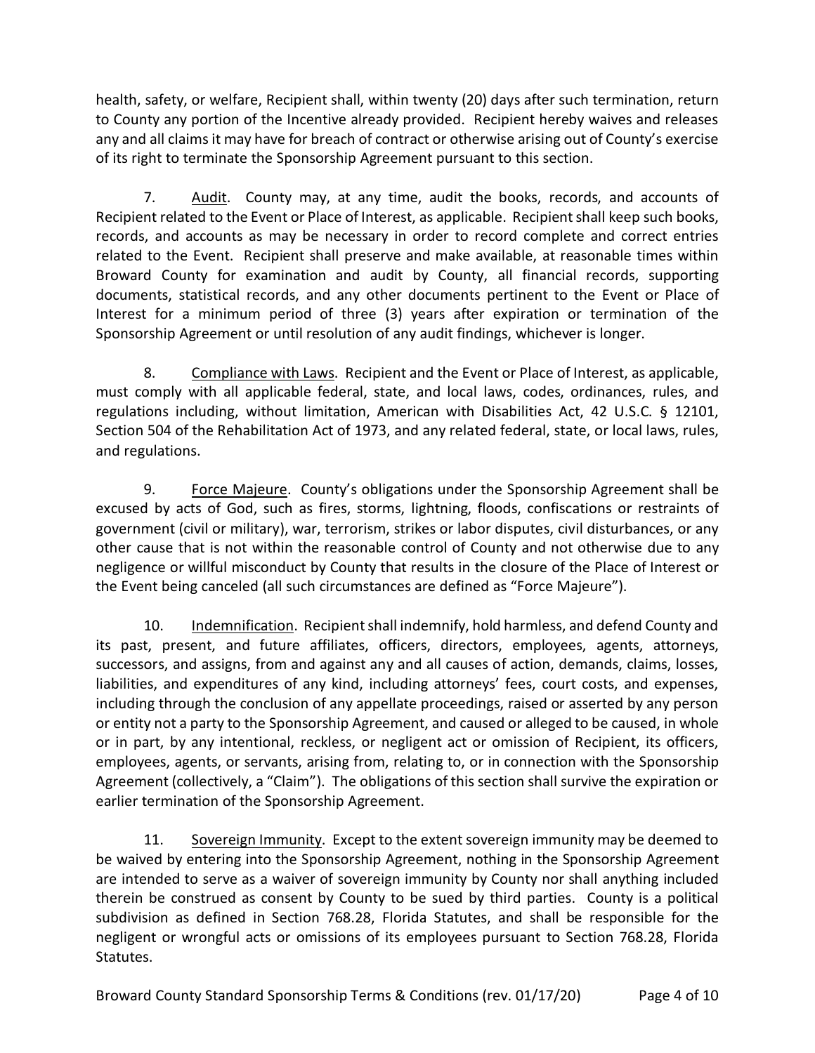health, safety, or welfare, Recipient shall, within twenty (20) days after such termination, return to County any portion of the Incentive already provided. Recipient hereby waives and releases any and all claims it may have for breach of contract or otherwise arising out of County's exercise of its right to terminate the Sponsorship Agreement pursuant to this section.

7. Audit. County may, at any time, audit the books, records, and accounts of Recipient related to the Event or Place of Interest, as applicable. Recipient shall keep such books, records, and accounts as may be necessary in order to record complete and correct entries related to the Event. Recipient shall preserve and make available, at reasonable times within Broward County for examination and audit by County, all financial records, supporting documents, statistical records, and any other documents pertinent to the Event or Place of Interest for a minimum period of three (3) years after expiration or termination of the Sponsorship Agreement or until resolution of any audit findings, whichever is longer.

8. Compliance with Laws. Recipient and the Event or Place of Interest, as applicable, must comply with all applicable federal, state, and local laws, codes, ordinances, rules, and regulations including, without limitation, American with Disabilities Act, 42 U.S.C. § 12101, Section 504 of the Rehabilitation Act of 1973, and any related federal, state, or local laws, rules, and regulations.

9. Force Majeure. County's obligations under the Sponsorship Agreement shall be excused by acts of God, such as fires, storms, lightning, floods, confiscations or restraints of government (civil or military), war, terrorism, strikes or labor disputes, civil disturbances, or any other cause that is not within the reasonable control of County and not otherwise due to any negligence or willful misconduct by County that results in the closure of the Place of Interest or the Event being canceled (all such circumstances are defined as "Force Majeure").

10. Indemnification. Recipient shall indemnify, hold harmless, and defend County and its past, present, and future affiliates, officers, directors, employees, agents, attorneys, successors, and assigns, from and against any and all causes of action, demands, claims, losses, liabilities, and expenditures of any kind, including attorneys' fees, court costs, and expenses, including through the conclusion of any appellate proceedings, raised or asserted by any person or entity not a party to the Sponsorship Agreement, and caused or alleged to be caused, in whole or in part, by any intentional, reckless, or negligent act or omission of Recipient, its officers, employees, agents, or servants, arising from, relating to, or in connection with the Sponsorship Agreement (collectively, a "Claim"). The obligations of this section shall survive the expiration or earlier termination of the Sponsorship Agreement.

11. Sovereign Immunity. Except to the extent sovereign immunity may be deemed to be waived by entering into the Sponsorship Agreement, nothing in the Sponsorship Agreement are intended to serve as a waiver of sovereign immunity by County nor shall anything included therein be construed as consent by County to be sued by third parties. County is a political subdivision as defined in Section 768.28, Florida Statutes, and shall be responsible for the negligent or wrongful acts or omissions of its employees pursuant to Section 768.28, Florida Statutes.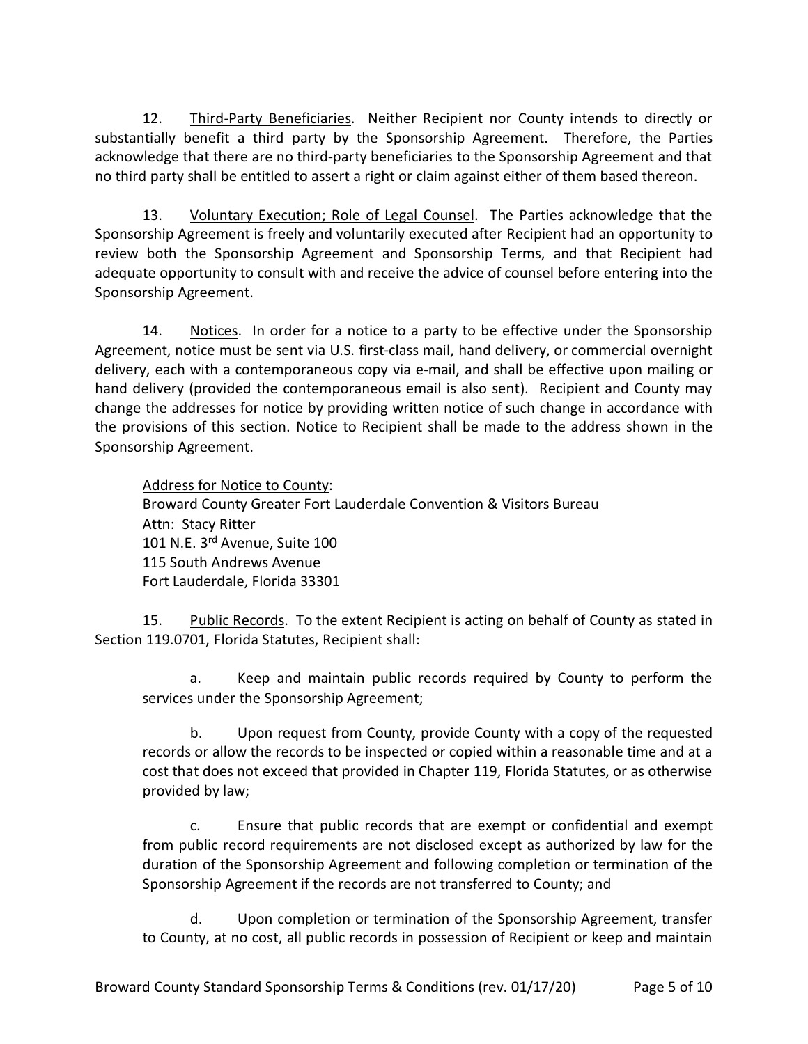12. Third-Party Beneficiaries. Neither Recipient nor County intends to directly or substantially benefit a third party by the Sponsorship Agreement. Therefore, the Parties acknowledge that there are no third-party beneficiaries to the Sponsorship Agreement and that no third party shall be entitled to assert a right or claim against either of them based thereon.

13. Voluntary Execution; Role of Legal Counsel. The Parties acknowledge that the Sponsorship Agreement is freely and voluntarily executed after Recipient had an opportunity to review both the Sponsorship Agreement and Sponsorship Terms, and that Recipient had adequate opportunity to consult with and receive the advice of counsel before entering into the Sponsorship Agreement.

14. Notices. In order for a notice to a party to be effective under the Sponsorship Agreement, notice must be sent via U.S. first-class mail, hand delivery, or commercial overnight delivery, each with a contemporaneous copy via e-mail, and shall be effective upon mailing or hand delivery (provided the contemporaneous email is also sent). Recipient and County may change the addresses for notice by providing written notice of such change in accordance with the provisions of this section. Notice to Recipient shall be made to the address shown in the Sponsorship Agreement.

Address for Notice to County:
Broward County Greater Fort Lauderdale Convention & Visitors Bureau
Attn: Stacy Ritter
101 N.E. 3rd Avenue, Suite 100
115 South Andrews Avenue
Fort Lauderdale, Florida 33301

15. Public Records. To the extent Recipient is acting on behalf of County as stated in Section 119.0701, Florida Statutes, Recipient shall:

a. Keep and maintain public records required by County to perform the services under the Sponsorship Agreement;

b. Upon request from County, provide County with a copy of the requested records or allow the records to be inspected or copied within a reasonable time and at a cost that does not exceed that provided in Chapter 119, Florida Statutes, or as otherwise provided by law;

c. Ensure that public records that are exempt or confidential and exempt from public record requirements are not disclosed except as authorized by law for the duration of the Sponsorship Agreement and following completion or termination of the Sponsorship Agreement if the records are not transferred to County; and

d. Upon completion or termination of the Sponsorship Agreement, transfer to County, at no cost, all public records in possession of Recipient or keep and maintain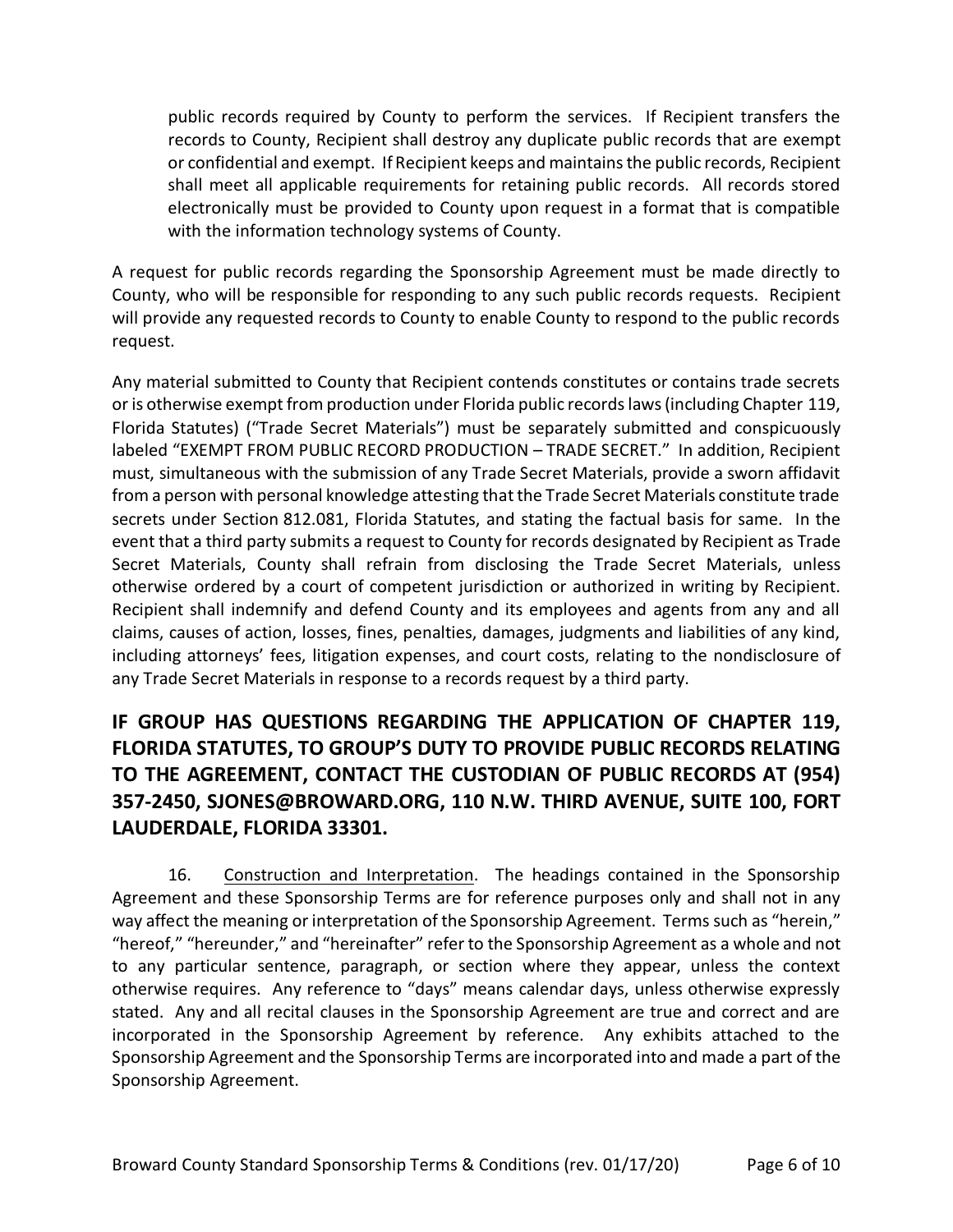public records required by County to perform the services. If Recipient transfers the records to County, Recipient shall destroy any duplicate public records that are exempt or confidential and exempt. If Recipient keeps and maintains the public records, Recipient shall meet all applicable requirements for retaining public records. All records stored electronically must be provided to County upon request in a format that is compatible with the information technology systems of County.

A request for public records regarding the Sponsorship Agreement must be made directly to County, who will be responsible for responding to any such public records requests. Recipient will provide any requested records to County to enable County to respond to the public records request.

Any material submitted to County that Recipient contends constitutes or contains trade secrets or is otherwise exempt from production under Florida public records laws (including Chapter 119, Florida Statutes) ("Trade Secret Materials") must be separately submitted and conspicuously labeled "EXEMPT FROM PUBLIC RECORD PRODUCTION – TRADE SECRET." In addition, Recipient must, simultaneous with the submission of any Trade Secret Materials, provide a sworn affidavit from a person with personal knowledge attesting that the Trade Secret Materials constitute trade secrets under Section 812.081, Florida Statutes, and stating the factual basis for same. In the event that a third party submits a request to County for records designated by Recipient as Trade Secret Materials, County shall refrain from disclosing the Trade Secret Materials, unless otherwise ordered by a court of competent jurisdiction or authorized in writing by Recipient. Recipient shall indemnify and defend County and its employees and agents from any and all claims, causes of action, losses, fines, penalties, damages, judgments and liabilities of any kind, including attorneys' fees, litigation expenses, and court costs, relating to the nondisclosure of any Trade Secret Materials in response to a records request by a third party.

**IF GROUP HAS QUESTIONS REGARDING THE APPLICATION OF CHAPTER 119, FLORIDA STATUTES, TO GROUP'S DUTY TO PROVIDE PUBLIC RECORDS RELATING TO THE AGREEMENT, CONTACT THE CUSTODIAN OF PUBLIC RECORDS AT (954) 357-2450, SJONES@BROWARD.ORG, 110 N.W. THIRD AVENUE, SUITE 100, FORT LAUDERDALE, FLORIDA 33301.**

16. Construction and Interpretation. The headings contained in the Sponsorship Agreement and these Sponsorship Terms are for reference purposes only and shall not in any way affect the meaning or interpretation of the Sponsorship Agreement. Terms such as "herein," "hereof," "hereunder," and "hereinafter" refer to the Sponsorship Agreement as a whole and not to any particular sentence, paragraph, or section where they appear, unless the context otherwise requires. Any reference to "days" means calendar days, unless otherwise expressly stated. Any and all recital clauses in the Sponsorship Agreement are true and correct and are incorporated in the Sponsorship Agreement by reference. Any exhibits attached to the Sponsorship Agreement and the Sponsorship Terms are incorporated into and made a part of the Sponsorship Agreement.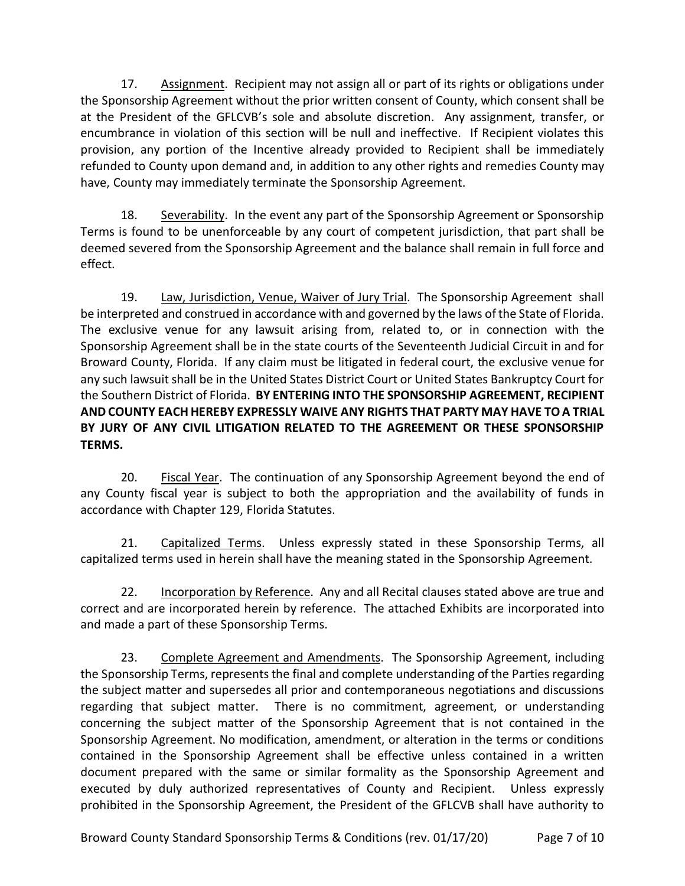17. Assignment. Recipient may not assign all or part of its rights or obligations under the Sponsorship Agreement without the prior written consent of County, which consent shall be at the President of the GFLCVB's sole and absolute discretion. Any assignment, transfer, or encumbrance in violation of this section will be null and ineffective. If Recipient violates this provision, any portion of the Incentive already provided to Recipient shall be immediately refunded to County upon demand and, in addition to any other rights and remedies County may have, County may immediately terminate the Sponsorship Agreement.

18. Severability. In the event any part of the Sponsorship Agreement or Sponsorship Terms is found to be unenforceable by any court of competent jurisdiction, that part shall be deemed severed from the Sponsorship Agreement and the balance shall remain in full force and effect.

19. Law, Jurisdiction, Venue, Waiver of Jury Trial. The Sponsorship Agreement shall be interpreted and construed in accordance with and governed by the laws of the State of Florida. The exclusive venue for any lawsuit arising from, related to, or in connection with the Sponsorship Agreement shall be in the state courts of the Seventeenth Judicial Circuit in and for Broward County, Florida. If any claim must be litigated in federal court, the exclusive venue for any such lawsuit shall be in the United States District Court or United States Bankruptcy Court for the Southern District of Florida. **BY ENTERING INTO THE SPONSORSHIP AGREEMENT, RECIPIENT AND COUNTY EACH HEREBY EXPRESSLY WAIVE ANY RIGHTS THAT PARTY MAY HAVE TO A TRIAL BY JURY OF ANY CIVIL LITIGATION RELATED TO THE AGREEMENT OR THESE SPONSORSHIP TERMS.**

20. Fiscal Year. The continuation of any Sponsorship Agreement beyond the end of any County fiscal year is subject to both the appropriation and the availability of funds in accordance with Chapter 129, Florida Statutes.

21. Capitalized Terms. Unless expressly stated in these Sponsorship Terms, all capitalized terms used in herein shall have the meaning stated in the Sponsorship Agreement.

22. Incorporation by Reference. Any and all Recital clauses stated above are true and correct and are incorporated herein by reference. The attached Exhibits are incorporated into and made a part of these Sponsorship Terms.

23. Complete Agreement and Amendments. The Sponsorship Agreement, including the Sponsorship Terms, represents the final and complete understanding of the Parties regarding the subject matter and supersedes all prior and contemporaneous negotiations and discussions regarding that subject matter. There is no commitment, agreement, or understanding concerning the subject matter of the Sponsorship Agreement that is not contained in the Sponsorship Agreement. No modification, amendment, or alteration in the terms or conditions contained in the Sponsorship Agreement shall be effective unless contained in a written document prepared with the same or similar formality as the Sponsorship Agreement and executed by duly authorized representatives of County and Recipient. Unless expressly prohibited in the Sponsorship Agreement, the President of the GFLCVB shall have authority to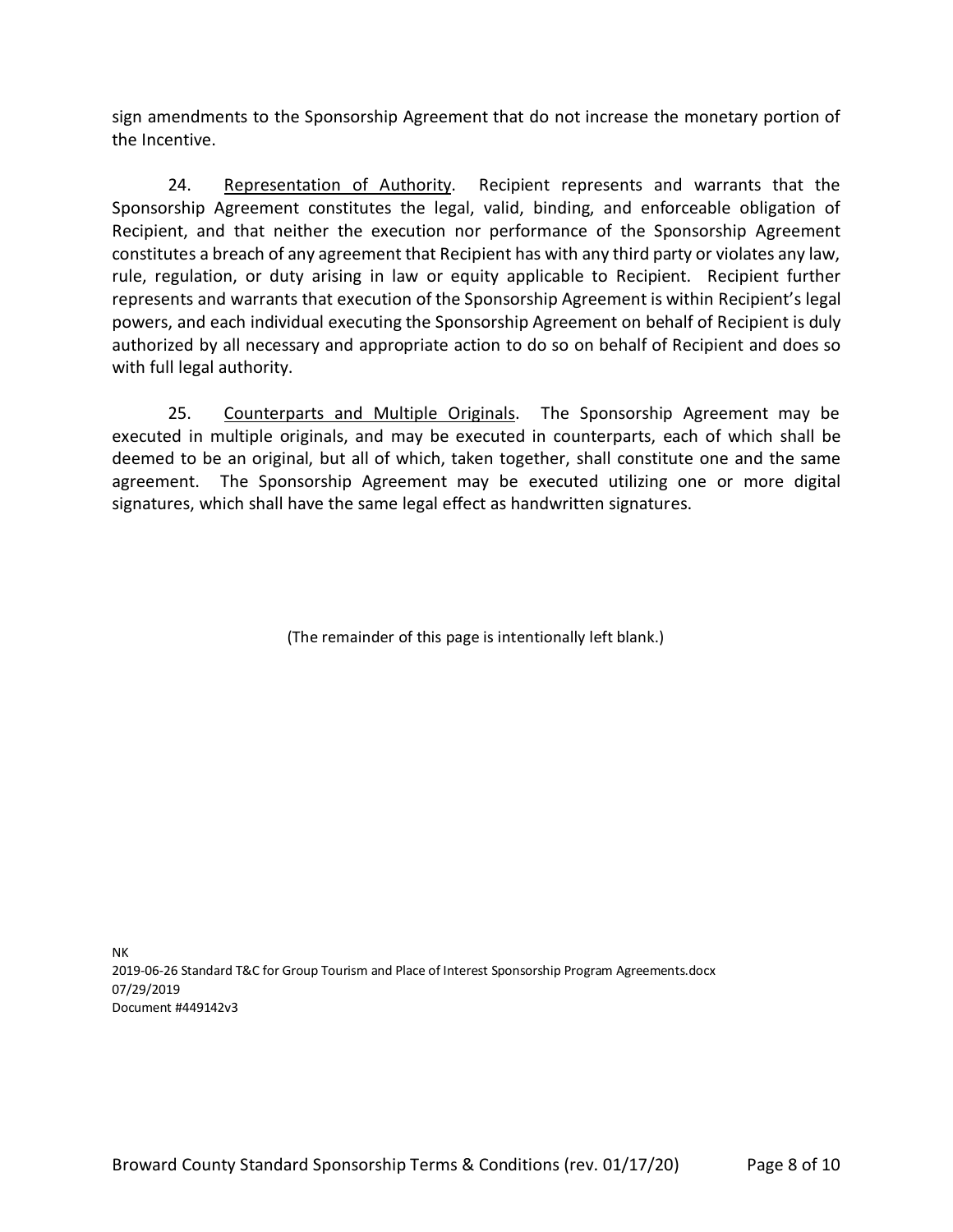sign amendments to the Sponsorship Agreement that do not increase the monetary portion of the Incentive.

24. Representation of Authority. Recipient represents and warrants that the Sponsorship Agreement constitutes the legal, valid, binding, and enforceable obligation of Recipient, and that neither the execution nor performance of the Sponsorship Agreement constitutes a breach of any agreement that Recipient has with any third party or violates any law, rule, regulation, or duty arising in law or equity applicable to Recipient. Recipient further represents and warrants that execution of the Sponsorship Agreement is within Recipient's legal powers, and each individual executing the Sponsorship Agreement on behalf of Recipient is duly authorized by all necessary and appropriate action to do so on behalf of Recipient and does so with full legal authority.

25. Counterparts and Multiple Originals. The Sponsorship Agreement may be executed in multiple originals, and may be executed in counterparts, each of which shall be deemed to be an original, but all of which, taken together, shall constitute one and the same agreement. The Sponsorship Agreement may be executed utilizing one or more digital signatures, which shall have the same legal effect as handwritten signatures.

(The remainder of this page is intentionally left blank.)

NK
2019-06-26 Standard T&C for Group Tourism and Place of Interest Sponsorship Program Agreements.docx
07/29/2019
Document #449142v3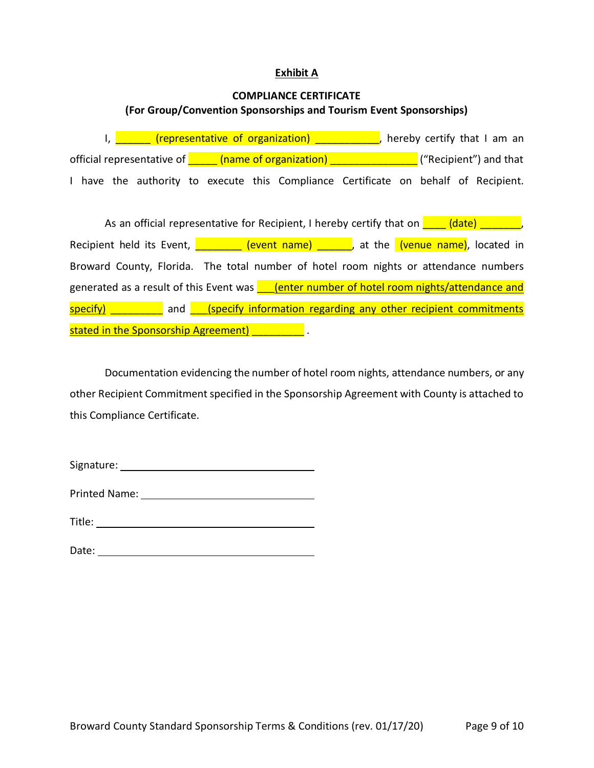**Exhibit A**

**COMPLIANCE CERTIFICATE**
**(For Group/Convention Sponsorships and Tourism Event Sponsorships)**

I, ______ (representative of organization) ___________, hereby certify that I am an official representative of _____ (name of organization) _______________ ("Recipient") and that I have the authority to execute this Compliance Certificate on behalf of Recipient.

As an official representative for Recipient, I hereby certify that on ____ (date) _______, Recipient held its Event, ________ (event name) ______, at the (venue name), located in Broward County, Florida. The total number of hotel room nights or attendance numbers generated as a result of this Event was ___(enter number of hotel room nights/attendance and specify) _________ and ___(specify information regarding any other recipient commitments stated in the Sponsorship Agreement) _________ .

Documentation evidencing the number of hotel room nights, attendance numbers, or any other Recipient Commitment specified in the Sponsorship Agreement with County is attached to this Compliance Certificate.

Signature: ______________________________

Printed Name: ___________________________

Title: __________________________________

Date: __________________________________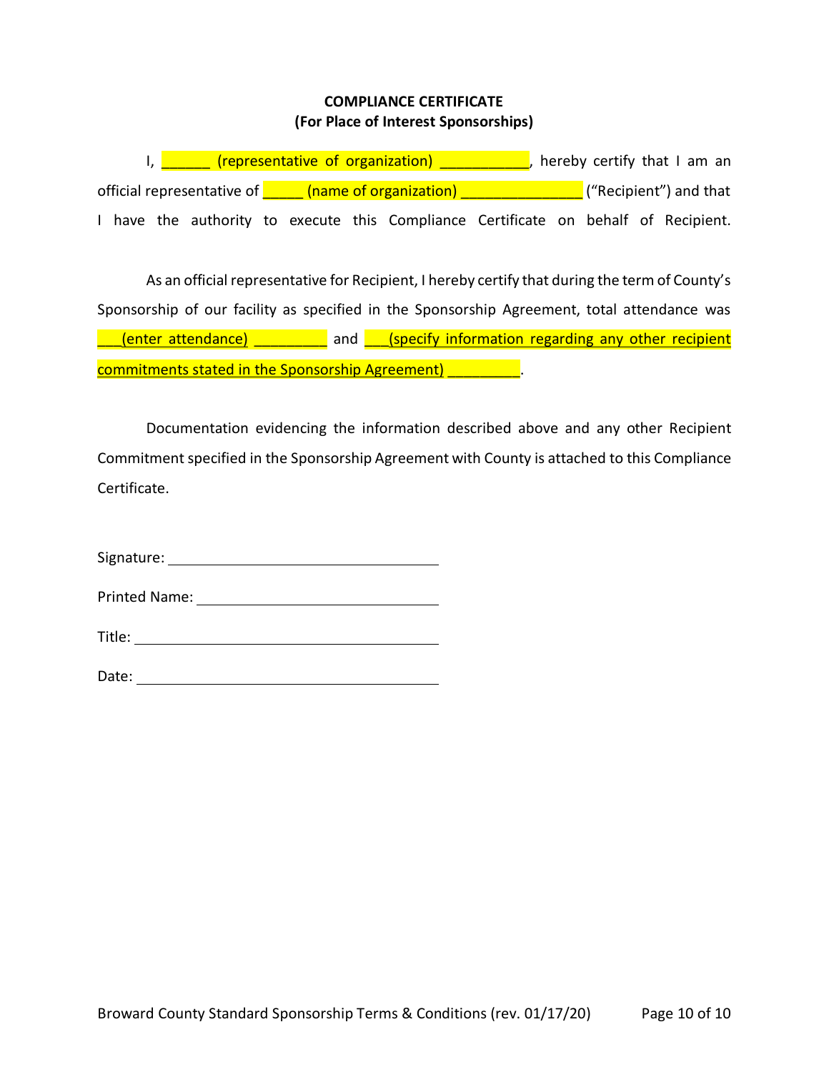**COMPLIANCE CERTIFICATE**
**(For Place of Interest Sponsorships)**

I, ______ (representative of organization) __________, hereby certify that I am an official representative of _____ (name of organization) ______________ ("Recipient") and that I have the authority to execute this Compliance Certificate on behalf of Recipient.

As an official representative for Recipient, I hereby certify that during the term of County's Sponsorship of our facility as specified in the Sponsorship Agreement, total attendance was ___(enter attendance) _________ and ___(specify information regarding any other recipient commitments stated in the Sponsorship Agreement) _________.

Documentation evidencing the information described above and any other Recipient Commitment specified in the Sponsorship Agreement with County is attached to this Compliance Certificate.

Signature: ________________________________

Printed Name: ______________________________

Title: ____________________________________

Date: ____________________________________